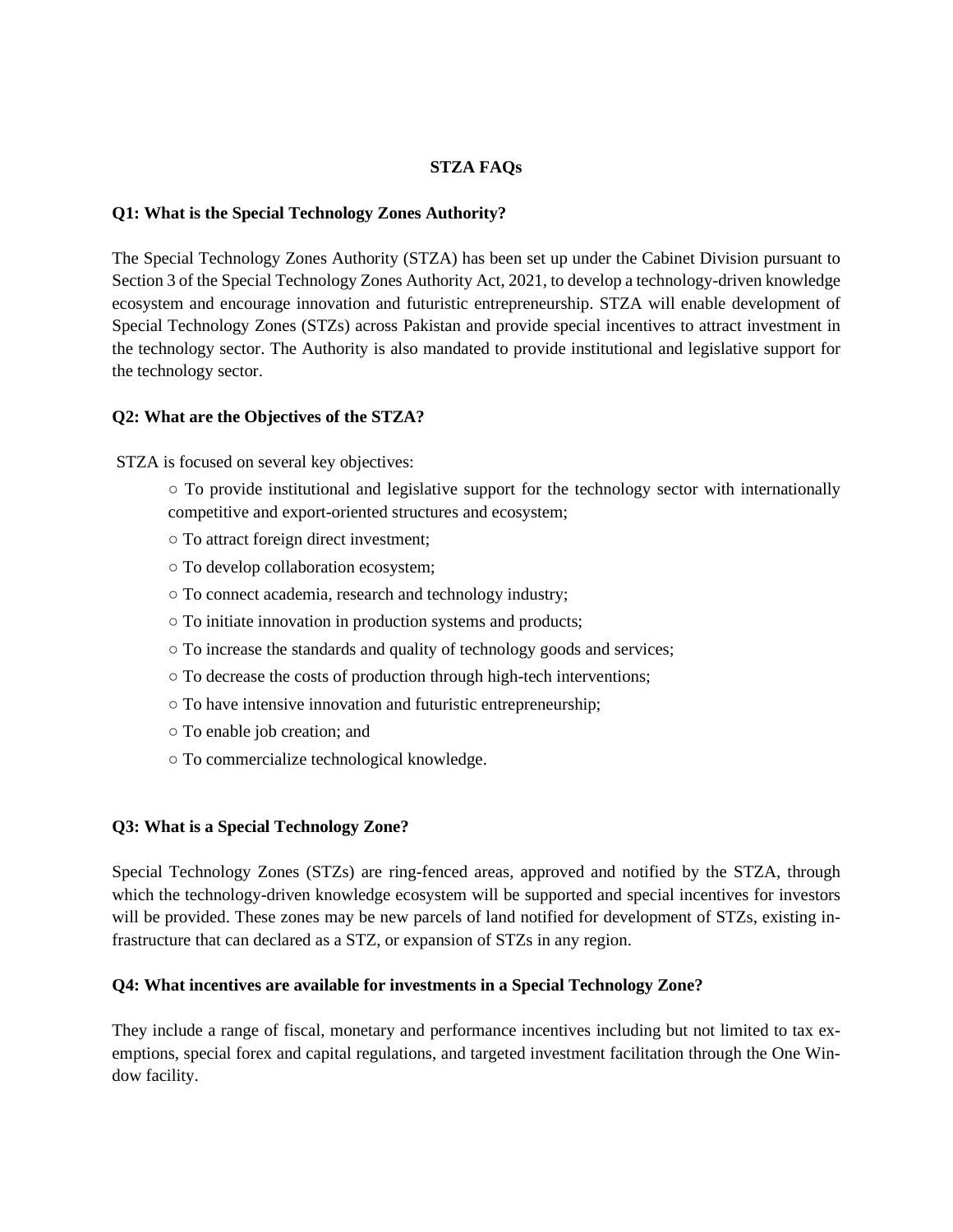# STZA FAQs

### Q1: What is the Special Technology Zones Authority?

The Special Technology Zones Authority (STZA) has been set up under the Cabinet Division pursuant to Section 3 of the Special Technology Zones Authority Act, 2021, to develop a technology-driven knowledge ecosystem and encourage innovation and futuristic entrepreneurship. STZA will enable development of Special Technology Zones (STZs) across Pakistan and provide special incentives to attract investment in the technology sector. The Authority is also mandated to provide institutional and legislative support for the technology sector.

### Q2: What are the Objectives of the STZA?

STZA is focused on several key objectives:

- To provide institutional and legislative support for the technology sector with internationally competitive and export-oriented structures and ecosystem;
- To attract foreign direct investment;
- To develop collaboration ecosystem;
- To connect academia, research and technology industry;
- To initiate innovation in production systems and products;
- To increase the standards and quality of technology goods and services;
- To decrease the costs of production through high-tech interventions;
- To have intensive innovation and futuristic entrepreneurship;
- To enable job creation; and
- To commercialize technological knowledge.

### Q3: What is a Special Technology Zone?

Special Technology Zones (STZs) are ring-fenced areas, approved and notified by the STZA, through which the technology-driven knowledge ecosystem will be supported and special incentives for investors will be provided. These zones may be new parcels of land notified for development of STZs, existing infrastructure that can declared as a STZ, or expansion of STZs in any region.

### Q4: What incentives are available for investments in a Special Technology Zone?

They include a range of fiscal, monetary and performance incentives including but not limited to tax exemptions, special forex and capital regulations, and targeted investment facilitation through the One Window facility.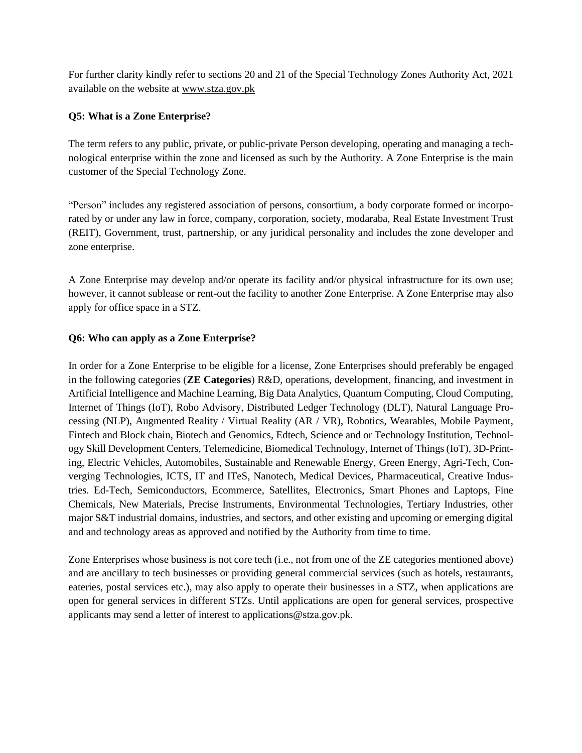For further clarity kindly refer to sections 20 and 21 of the Special Technology Zones Authority Act, 2021 available on the website at www.stza.gov.pk

**Q5: What is a Zone Enterprise?**

The term refers to any public, private, or public-private Person developing, operating and managing a technological enterprise within the zone and licensed as such by the Authority. A Zone Enterprise is the main customer of the Special Technology Zone.

"Person" includes any registered association of persons, consortium, a body corporate formed or incorporated by or under any law in force, company, corporation, society, modaraba, Real Estate Investment Trust (REIT), Government, trust, partnership, or any juridical personality and includes the zone developer and zone enterprise.

A Zone Enterprise may develop and/or operate its facility and/or physical infrastructure for its own use; however, it cannot sublease or rent-out the facility to another Zone Enterprise. A Zone Enterprise may also apply for office space in a STZ.

**Q6: Who can apply as a Zone Enterprise?**

In order for a Zone Enterprise to be eligible for a license, Zone Enterprises should preferably be engaged in the following categories (**ZE Categories**) R&D, operations, development, financing, and investment in Artificial Intelligence and Machine Learning, Big Data Analytics, Quantum Computing, Cloud Computing, Internet of Things (IoT), Robo Advisory, Distributed Ledger Technology (DLT), Natural Language Processing (NLP), Augmented Reality / Virtual Reality (AR / VR), Robotics, Wearables, Mobile Payment, Fintech and Block chain, Biotech and Genomics, Edtech, Science and or Technology Institution, Technology Skill Development Centers, Telemedicine, Biomedical Technology, Internet of Things (IoT), 3D-Printing, Electric Vehicles, Automobiles, Sustainable and Renewable Energy, Green Energy, Agri-Tech, Converging Technologies, ICTS, IT and ITeS, Nanotech, Medical Devices, Pharmaceutical, Creative Industries. Ed-Tech, Semiconductors, Ecommerce, Satellites, Electronics, Smart Phones and Laptops, Fine Chemicals, New Materials, Precise Instruments, Environmental Technologies, Tertiary Industries, other major S&T industrial domains, industries, and sectors, and other existing and upcoming or emerging digital and and technology areas as approved and notified by the Authority from time to time.

Zone Enterprises whose business is not core tech (i.e., not from one of the ZE categories mentioned above) and are ancillary to tech businesses or providing general commercial services (such as hotels, restaurants, eateries, postal services etc.), may also apply to operate their businesses in a STZ, when applications are open for general services in different STZs. Until applications are open for general services, prospective applicants may send a letter of interest to applications@stza.gov.pk.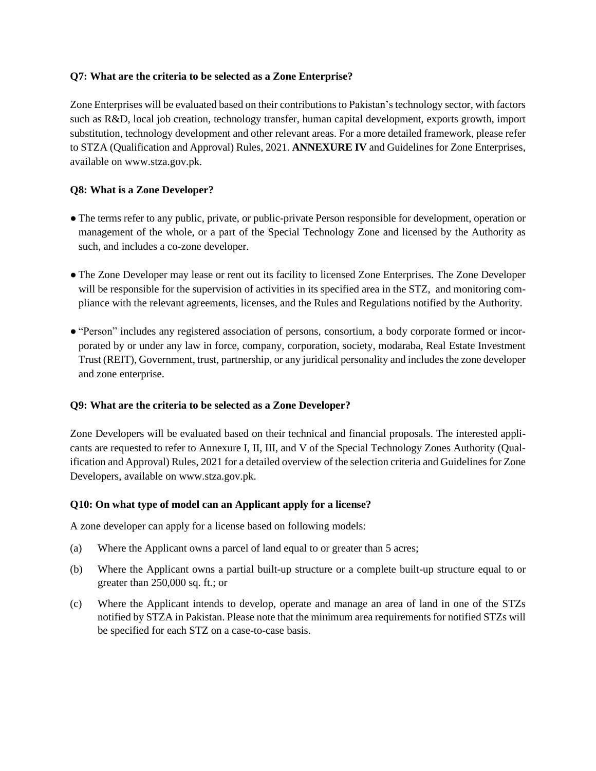**Q7: What are the criteria to be selected as a Zone Enterprise?**

Zone Enterprises will be evaluated based on their contributions to Pakistan's technology sector, with factors such as R&D, local job creation, technology transfer, human capital development, exports growth, import substitution, technology development and other relevant areas. For a more detailed framework, please refer to STZA (Qualification and Approval) Rules, 2021. **ANNEXURE IV** and Guidelines for Zone Enterprises, available on www.stza.gov.pk.

**Q8: What is a Zone Developer?**

- The terms refer to any public, private, or public-private Person responsible for development, operation or management of the whole, or a part of the Special Technology Zone and licensed by the Authority as such, and includes a co-zone developer.
- The Zone Developer may lease or rent out its facility to licensed Zone Enterprises. The Zone Developer will be responsible for the supervision of activities in its specified area in the STZ, and monitoring compliance with the relevant agreements, licenses, and the Rules and Regulations notified by the Authority.
- "Person" includes any registered association of persons, consortium, a body corporate formed or incorporated by or under any law in force, company, corporation, society, modaraba, Real Estate Investment Trust (REIT), Government, trust, partnership, or any juridical personality and includes the zone developer and zone enterprise.

**Q9: What are the criteria to be selected as a Zone Developer?**

Zone Developers will be evaluated based on their technical and financial proposals. The interested applicants are requested to refer to Annexure I, II, III, and V of the Special Technology Zones Authority (Qualification and Approval) Rules, 2021 for a detailed overview of the selection criteria and Guidelines for Zone Developers, available on www.stza.gov.pk.

**Q10: On what type of model can an Applicant apply for a license?**

A zone developer can apply for a license based on following models:

(a) Where the Applicant owns a parcel of land equal to or greater than 5 acres;

(b) Where the Applicant owns a partial built-up structure or a complete built-up structure equal to or greater than 250,000 sq. ft.; or

(c) Where the Applicant intends to develop, operate and manage an area of land in one of the STZs notified by STZA in Pakistan. Please note that the minimum area requirements for notified STZs will be specified for each STZ on a case-to-case basis.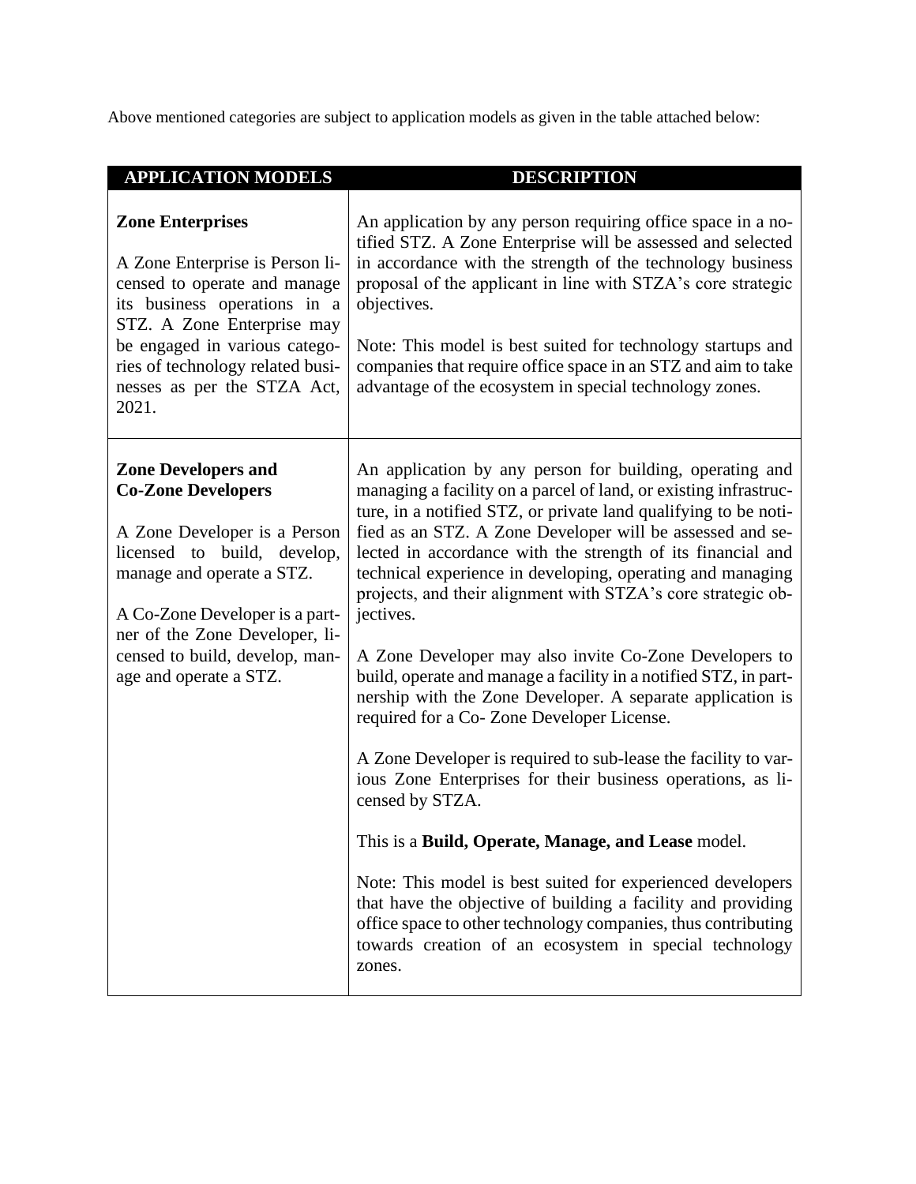Above mentioned categories are subject to application models as given in the table attached below:

| APPLICATION MODELS | DESCRIPTION |
| --- | --- |
| **Zone Enterprises**<br><br>A Zone Enterprise is Person licensed to operate and manage its business operations in a STZ. A Zone Enterprise may be engaged in various categories of technology related businesses as per the STZA Act, 2021. | An application by any person requiring office space in a notified STZ. A Zone Enterprise will be assessed and selected in accordance with the strength of the technology business proposal of the applicant in line with STZA's core strategic objectives.<br><br>Note: This model is best suited for technology startups and companies that require office space in an STZ and aim to take advantage of the ecosystem in special technology zones. |
| **Zone Developers and Co-Zone Developers**<br><br>A Zone Developer is a Person licensed to build, develop, manage and operate a STZ.<br><br>A Co-Zone Developer is a partner of the Zone Developer, licensed to build, develop, manage and operate a STZ. | An application by any person for building, operating and managing a facility on a parcel of land, or existing infrastructure, in a notified STZ, or private land qualifying to be notified as an STZ. A Zone Developer will be assessed and selected in accordance with the strength of its financial and technical experience in developing, operating and managing projects, and their alignment with STZA's core strategic objectives.<br><br>A Zone Developer may also invite Co-Zone Developers to build, operate and manage a facility in a notified STZ, in partnership with the Zone Developer. A separate application is required for a Co- Zone Developer License.<br><br>A Zone Developer is required to sub-lease the facility to various Zone Enterprises for their business operations, as licensed by STZA.<br><br>This is a **Build, Operate, Manage, and Lease** model.<br><br>Note: This model is best suited for experienced developers that have the objective of building a facility and providing office space to other technology companies, thus contributing towards creation of an ecosystem in special technology zones. |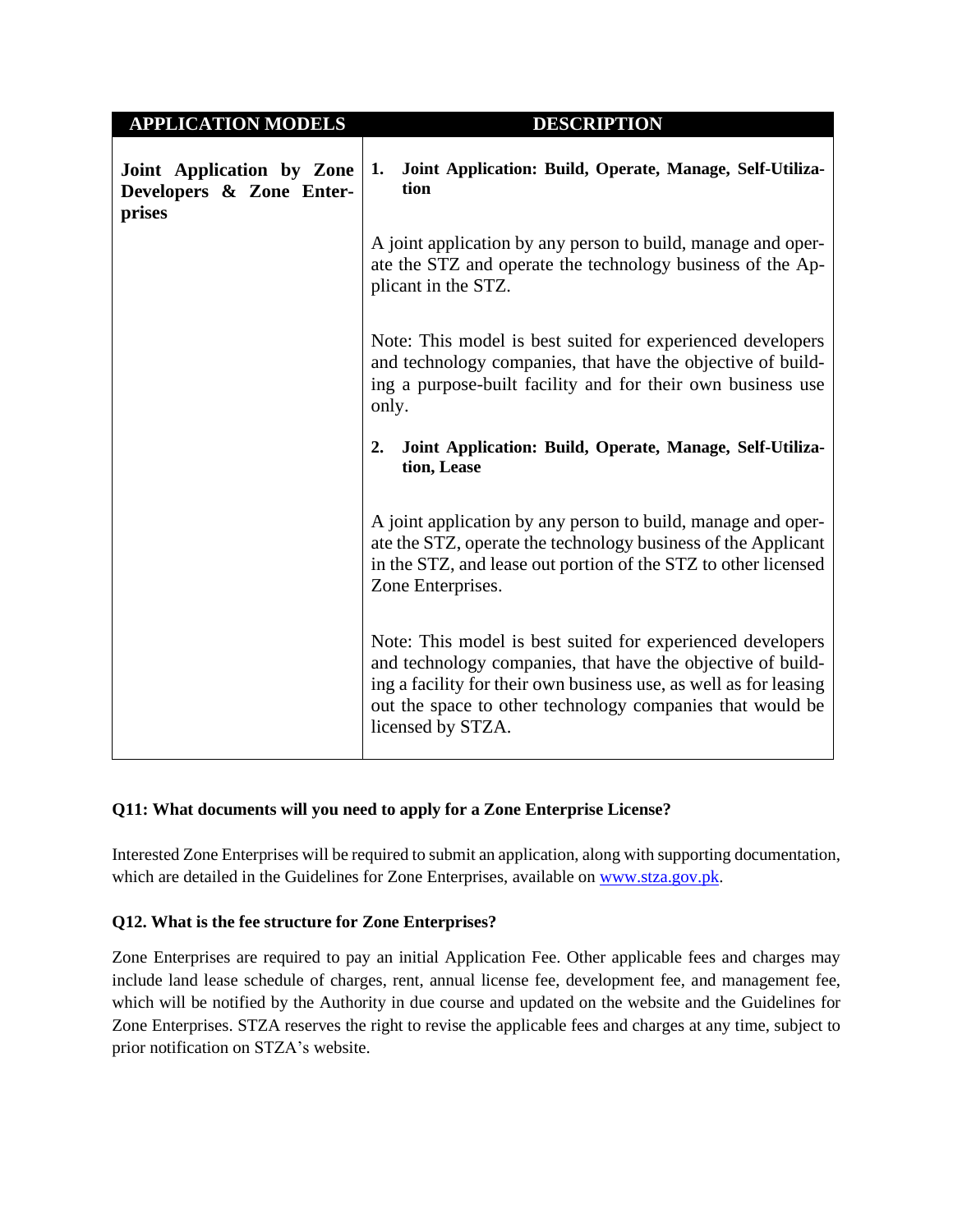| APPLICATION MODELS | DESCRIPTION |
| --- | --- |
| **Joint Application by Zone Developers & Zone Enterprises** | **1. Joint Application: Build, Operate, Manage, Self-Utilization**<br><br>A joint application by any person to build, manage and operate the STZ and operate the technology business of the Applicant in the STZ.<br><br>Note: This model is best suited for experienced developers and technology companies, that have the objective of building a purpose-built facility and for their own business use only.<br><br>**2. Joint Application: Build, Operate, Manage, Self-Utilization, Lease**<br><br>A joint application by any person to build, manage and operate the STZ, operate the technology business of the Applicant in the STZ, and lease out portion of the STZ to other licensed Zone Enterprises.<br><br>Note: This model is best suited for experienced developers and technology companies, that have the objective of building a facility for their own business use, as well as for leasing out the space to other technology companies that would be licensed by STZA. |

### Q11: What documents will you need to apply for a Zone Enterprise License?

Interested Zone Enterprises will be required to submit an application, along with supporting documentation, which are detailed in the Guidelines for Zone Enterprises, available on www.stza.gov.pk.

### Q12. What is the fee structure for Zone Enterprises?

Zone Enterprises are required to pay an initial Application Fee. Other applicable fees and charges may include land lease schedule of charges, rent, annual license fee, development fee, and management fee, which will be notified by the Authority in due course and updated on the website and the Guidelines for Zone Enterprises. STZA reserves the right to revise the applicable fees and charges at any time, subject to prior notification on STZA's website.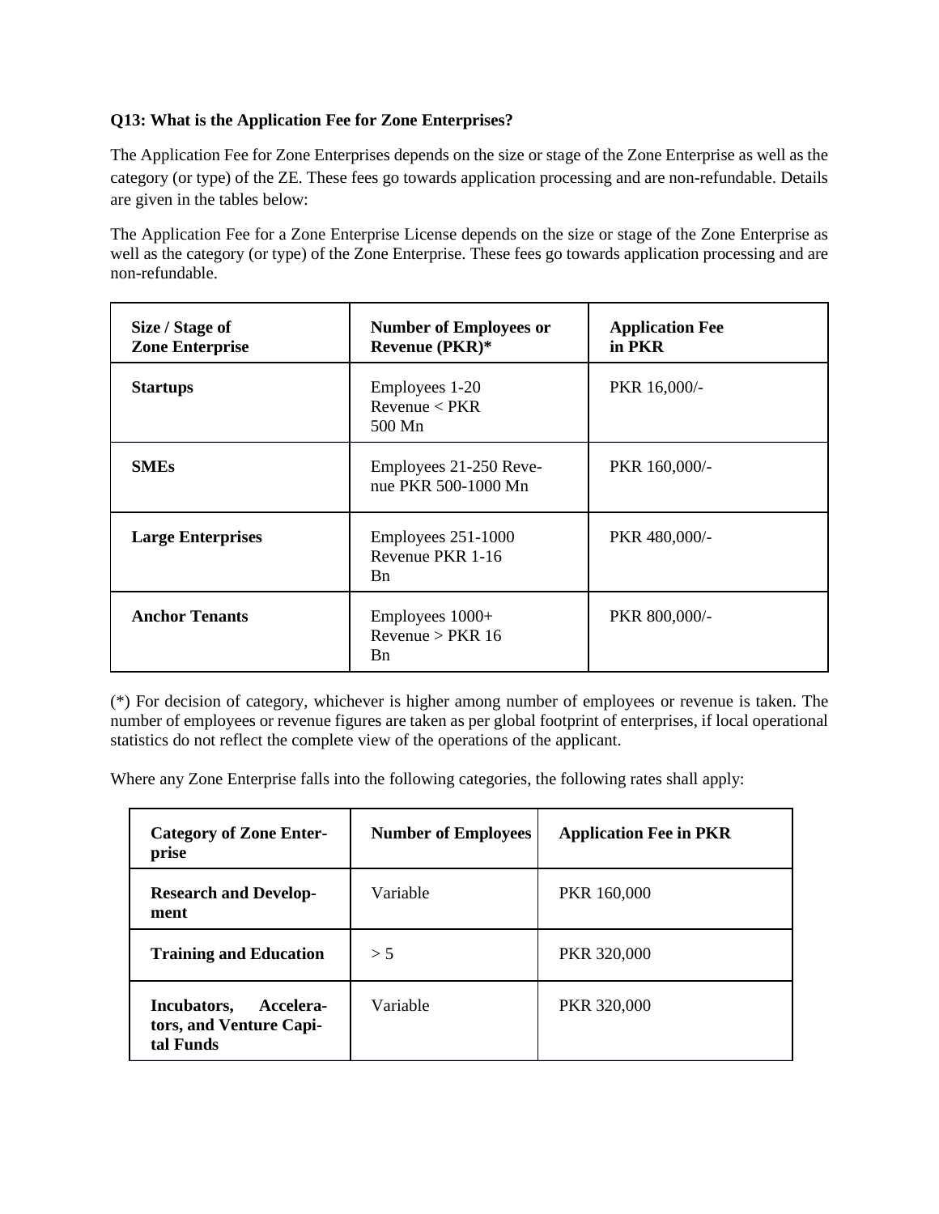**Q13: What is the Application Fee for Zone Enterprises?**

The Application Fee for Zone Enterprises depends on the size or stage of the Zone Enterprise as well as the category (or type) of the ZE. These fees go towards application processing and are non-refundable. Details are given in the tables below:

The Application Fee for a Zone Enterprise License depends on the size or stage of the Zone Enterprise as well as the category (or type) of the Zone Enterprise. These fees go towards application processing and are non-refundable.

| Size / Stage of Zone Enterprise | Number of Employees or Revenue (PKR)* | Application Fee in PKR |
|---|---|---|
| **Startups** | Employees 1-20 Revenue < PKR 500 Mn | PKR 16,000/- |
| **SMEs** | Employees 21-250 Revenue PKR 500-1000 Mn | PKR 160,000/- |
| **Large Enterprises** | Employees 251-1000 Revenue PKR 1-16 Bn | PKR 480,000/- |
| **Anchor Tenants** | Employees 1000+ Revenue > PKR 16 Bn | PKR 800,000/- |

(*) For decision of category, whichever is higher among number of employees or revenue is taken. The number of employees or revenue figures are taken as per global footprint of enterprises, if local operational statistics do not reflect the complete view of the operations of the applicant.

Where any Zone Enterprise falls into the following categories, the following rates shall apply:

| Category of Zone Enterprise | Number of Employees | Application Fee in PKR |
|---|---|---|
| **Research and Development** | Variable | PKR 160,000 |
| **Training and Education** | > 5 | PKR 320,000 |
| **Incubators, Accelerators, and Venture Capital Funds** | Variable | PKR 320,000 |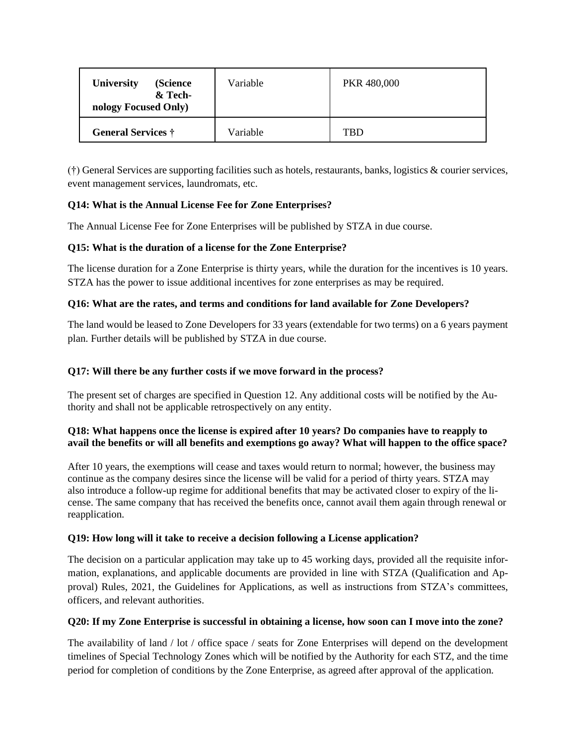| University (Science & Technology Focused Only) | Variable | PKR 480,000 |
|---|---|---|
| **General Services †** | Variable | TBD |

(†) General Services are supporting facilities such as hotels, restaurants, banks, logistics & courier services, event management services, laundromats, etc.

**Q14: What is the Annual License Fee for Zone Enterprises?**

The Annual License Fee for Zone Enterprises will be published by STZA in due course.

**Q15: What is the duration of a license for the Zone Enterprise?**

The license duration for a Zone Enterprise is thirty years, while the duration for the incentives is 10 years. STZA has the power to issue additional incentives for zone enterprises as may be required.

**Q16: What are the rates, and terms and conditions for land available for Zone Developers?**

The land would be leased to Zone Developers for 33 years (extendable for two terms) on a 6 years payment plan. Further details will be published by STZA in due course.

**Q17: Will there be any further costs if we move forward in the process?**

The present set of charges are specified in Question 12. Any additional costs will be notified by the Authority and shall not be applicable retrospectively on any entity.

**Q18: What happens once the license is expired after 10 years? Do companies have to reapply to avail the benefits or will all benefits and exemptions go away? What will happen to the office space?**

After 10 years, the exemptions will cease and taxes would return to normal; however, the business may continue as the company desires since the license will be valid for a period of thirty years. STZA may also introduce a follow-up regime for additional benefits that may be activated closer to expiry of the license. The same company that has received the benefits once, cannot avail them again through renewal or reapplication.

**Q19: How long will it take to receive a decision following a License application?**

The decision on a particular application may take up to 45 working days, provided all the requisite information, explanations, and applicable documents are provided in line with STZA (Qualification and Approval) Rules, 2021, the Guidelines for Applications, as well as instructions from STZA's committees, officers, and relevant authorities.

**Q20: If my Zone Enterprise is successful in obtaining a license, how soon can I move into the zone?**

The availability of land / lot / office space / seats for Zone Enterprises will depend on the development timelines of Special Technology Zones which will be notified by the Authority for each STZ, and the time period for completion of conditions by the Zone Enterprise, as agreed after approval of the application.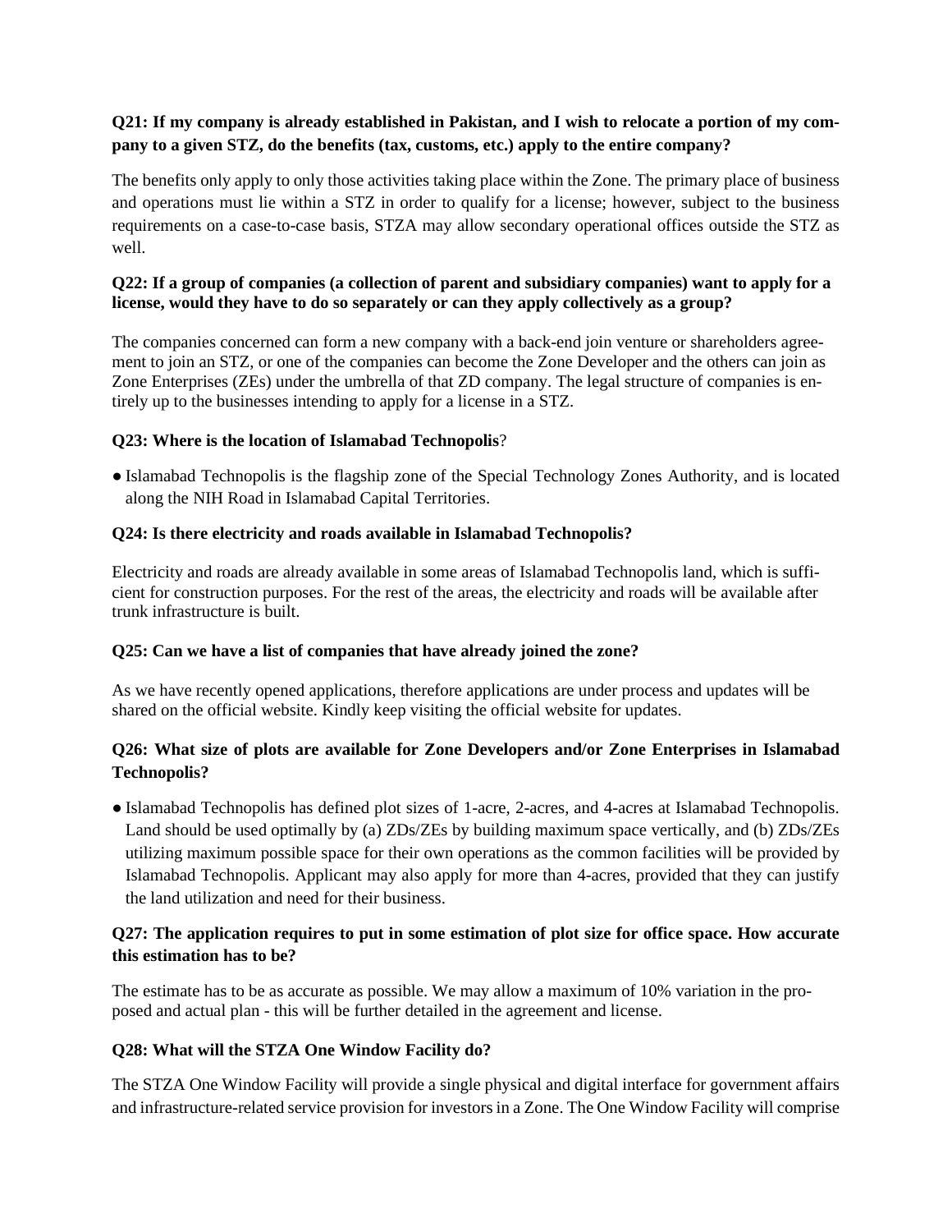**Q21: If my company is already established in Pakistan, and I wish to relocate a portion of my company to a given STZ, do the benefits (tax, customs, etc.) apply to the entire company?**

The benefits only apply to only those activities taking place within the Zone. The primary place of business and operations must lie within a STZ in order to qualify for a license; however, subject to the business requirements on a case-to-case basis, STZA may allow secondary operational offices outside the STZ as well.

**Q22: If a group of companies (a collection of parent and subsidiary companies) want to apply for a license, would they have to do so separately or can they apply collectively as a group?**

The companies concerned can form a new company with a back-end join venture or shareholders agreement to join an STZ, or one of the companies can become the Zone Developer and the others can join as Zone Enterprises (ZEs) under the umbrella of that ZD company. The legal structure of companies is entirely up to the businesses intending to apply for a license in a STZ.

**Q23: Where is the location of Islamabad Technopolis?**

- Islamabad Technopolis is the flagship zone of the Special Technology Zones Authority, and is located along the NIH Road in Islamabad Capital Territories.

**Q24: Is there electricity and roads available in Islamabad Technopolis?**

Electricity and roads are already available in some areas of Islamabad Technopolis land, which is sufficient for construction purposes. For the rest of the areas, the electricity and roads will be available after trunk infrastructure is built.

**Q25: Can we have a list of companies that have already joined the zone?**

As we have recently opened applications, therefore applications are under process and updates will be shared on the official website. Kindly keep visiting the official website for updates.

**Q26: What size of plots are available for Zone Developers and/or Zone Enterprises in Islamabad Technopolis?**

- Islamabad Technopolis has defined plot sizes of 1-acre, 2-acres, and 4-acres at Islamabad Technopolis. Land should be used optimally by (a) ZDs/ZEs by building maximum space vertically, and (b) ZDs/ZEs utilizing maximum possible space for their own operations as the common facilities will be provided by Islamabad Technopolis. Applicant may also apply for more than 4-acres, provided that they can justify the land utilization and need for their business.

**Q27: The application requires to put in some estimation of plot size for office space. How accurate this estimation has to be?**

The estimate has to be as accurate as possible. We may allow a maximum of 10% variation in the proposed and actual plan - this will be further detailed in the agreement and license.

**Q28: What will the STZA One Window Facility do?**

The STZA One Window Facility will provide a single physical and digital interface for government affairs and infrastructure-related service provision for investors in a Zone. The One Window Facility will comprise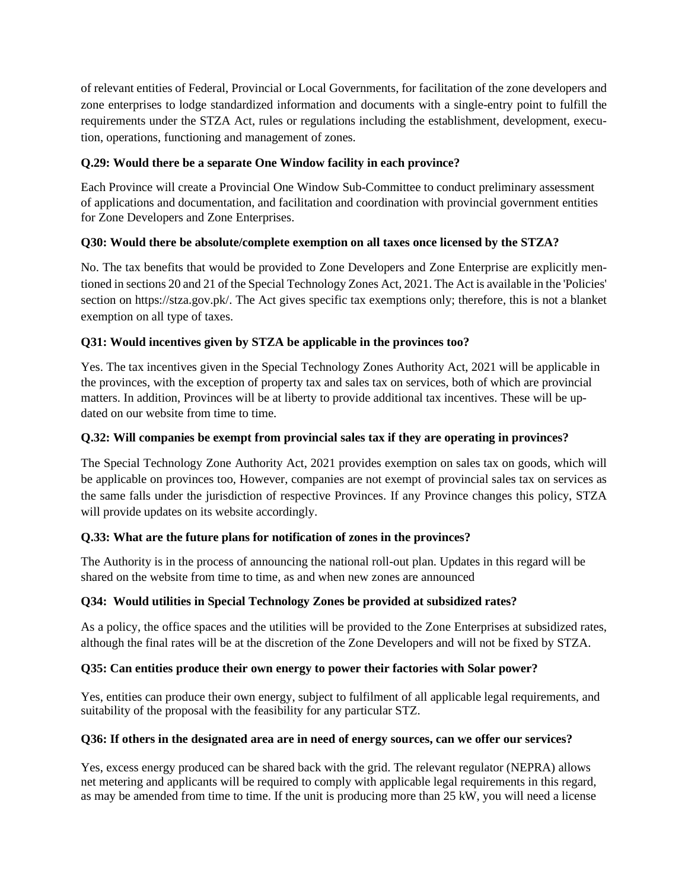of relevant entities of Federal, Provincial or Local Governments, for facilitation of the zone developers and zone enterprises to lodge standardized information and documents with a single-entry point to fulfill the requirements under the STZA Act, rules or regulations including the establishment, development, execution, operations, functioning and management of zones.

**Q.29: Would there be a separate One Window facility in each province?**

Each Province will create a Provincial One Window Sub-Committee to conduct preliminary assessment of applications and documentation, and facilitation and coordination with provincial government entities for Zone Developers and Zone Enterprises.

**Q30: Would there be absolute/complete exemption on all taxes once licensed by the STZA?**

No. The tax benefits that would be provided to Zone Developers and Zone Enterprise are explicitly mentioned in sections 20 and 21 of the Special Technology Zones Act, 2021. The Act is available in the 'Policies' section on https://stza.gov.pk/. The Act gives specific tax exemptions only; therefore, this is not a blanket exemption on all type of taxes.

**Q31: Would incentives given by STZA be applicable in the provinces too?**

Yes. The tax incentives given in the Special Technology Zones Authority Act, 2021 will be applicable in the provinces, with the exception of property tax and sales tax on services, both of which are provincial matters. In addition, Provinces will be at liberty to provide additional tax incentives. These will be updated on our website from time to time.

**Q.32: Will companies be exempt from provincial sales tax if they are operating in provinces?**

The Special Technology Zone Authority Act, 2021 provides exemption on sales tax on goods, which will be applicable on provinces too, However, companies are not exempt of provincial sales tax on services as the same falls under the jurisdiction of respective Provinces. If any Province changes this policy, STZA will provide updates on its website accordingly.

**Q.33: What are the future plans for notification of zones in the provinces?**

The Authority is in the process of announcing the national roll-out plan. Updates in this regard will be shared on the website from time to time, as and when new zones are announced

**Q34: Would utilities in Special Technology Zones be provided at subsidized rates?**

As a policy, the office spaces and the utilities will be provided to the Zone Enterprises at subsidized rates, although the final rates will be at the discretion of the Zone Developers and will not be fixed by STZA.

**Q35: Can entities produce their own energy to power their factories with Solar power?**

Yes, entities can produce their own energy, subject to fulfilment of all applicable legal requirements, and suitability of the proposal with the feasibility for any particular STZ.

**Q36: If others in the designated area are in need of energy sources, can we offer our services?**

Yes, excess energy produced can be shared back with the grid. The relevant regulator (NEPRA) allows net metering and applicants will be required to comply with applicable legal requirements in this regard, as may be amended from time to time. If the unit is producing more than 25 kW, you will need a license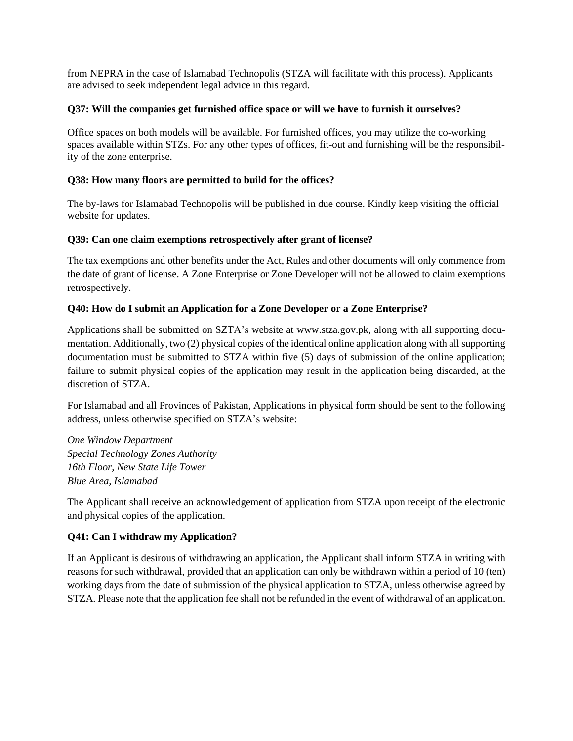from NEPRA in the case of Islamabad Technopolis (STZA will facilitate with this process). Applicants are advised to seek independent legal advice in this regard.

**Q37: Will the companies get furnished office space or will we have to furnish it ourselves?**

Office spaces on both models will be available. For furnished offices, you may utilize the co-working spaces available within STZs. For any other types of offices, fit-out and furnishing will be the responsibility of the zone enterprise.

**Q38: How many floors are permitted to build for the offices?**

The by-laws for Islamabad Technopolis will be published in due course. Kindly keep visiting the official website for updates.

**Q39: Can one claim exemptions retrospectively after grant of license?**

The tax exemptions and other benefits under the Act, Rules and other documents will only commence from the date of grant of license. A Zone Enterprise or Zone Developer will not be allowed to claim exemptions retrospectively.

**Q40: How do I submit an Application for a Zone Developer or a Zone Enterprise?**

Applications shall be submitted on SZTA's website at www.stza.gov.pk, along with all supporting documentation. Additionally, two (2) physical copies of the identical online application along with all supporting documentation must be submitted to STZA within five (5) days of submission of the online application; failure to submit physical copies of the application may result in the application being discarded, at the discretion of STZA.

For Islamabad and all Provinces of Pakistan, Applications in physical form should be sent to the following address, unless otherwise specified on STZA's website:

*One Window Department*
*Special Technology Zones Authority*
*16th Floor, New State Life Tower*
*Blue Area, Islamabad*

The Applicant shall receive an acknowledgement of application from STZA upon receipt of the electronic and physical copies of the application.

**Q41: Can I withdraw my Application?**

If an Applicant is desirous of withdrawing an application, the Applicant shall inform STZA in writing with reasons for such withdrawal, provided that an application can only be withdrawn within a period of 10 (ten) working days from the date of submission of the physical application to STZA, unless otherwise agreed by STZA. Please note that the application fee shall not be refunded in the event of withdrawal of an application.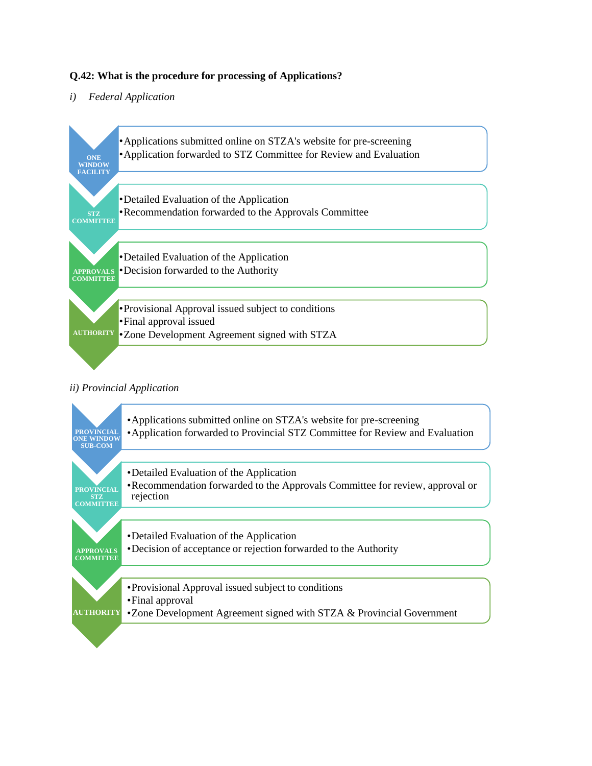**Q.42: What is the procedure for processing of Applications?**

*i) Federal Application*

**ONE WINDOW FACILITY**

- Applications submitted online on STZA's website for pre-screening
- Application forwarded to STZ Committee for Review and Evaluation

**STZ COMMITTEE**

- Detailed Evaluation of the Application
- Recommendation forwarded to the Approvals Committee

**APPROVALS COMMITTEE**

- Detailed Evaluation of the Application
- Decision forwarded to the Authority

**AUTHORITY**

- Provisional Approval issued subject to conditions
- Final approval issued
- Zone Development Agreement signed with STZA

*ii) Provincial Application*

**PROVINCIAL ONE WINDOW SUB-COM**

- Applications submitted online on STZA's website for pre-screening
- Application forwarded to Provincial STZ Committee for Review and Evaluation

**PROVINCIAL STZ COMMITTEE**

- Detailed Evaluation of the Application
- Recommendation forwarded to the Approvals Committee for review, approval or rejection

**APPROVALS COMMITTEE**

- Detailed Evaluation of the Application
- Decision of acceptance or rejection forwarded to the Authority

**AUTHORITY**

- Provisional Approval issued subject to conditions
- Final approval
- Zone Development Agreement signed with STZA & Provincial Government